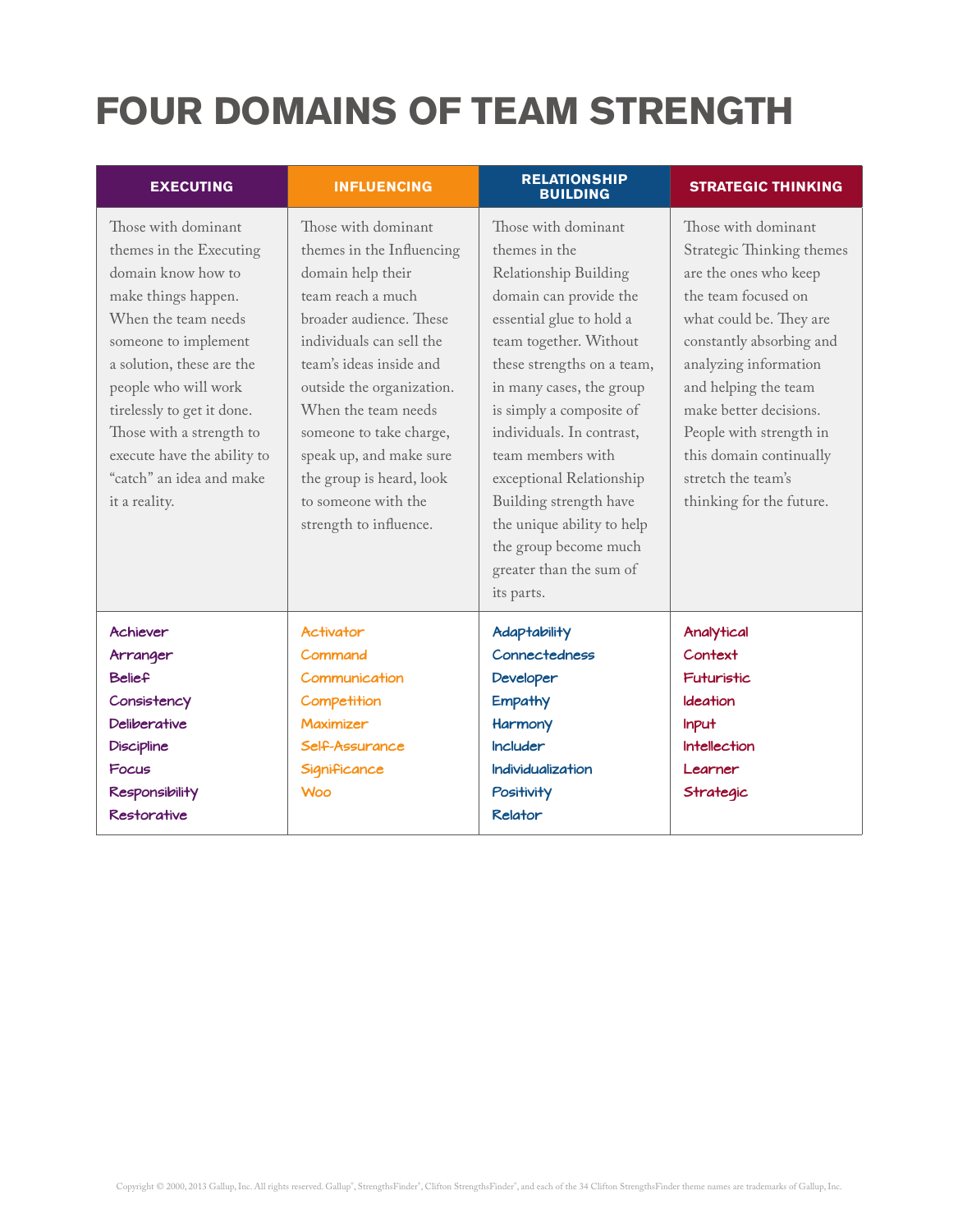# FOUR DOMAINS OF TEAM STRENGTH

| EXECUTING | INFLUENCING | RELATIONSHIP BUILDING | STRATEGIC THINKING |
|---|---|---|---|
| Those with dominant themes in the Executing domain know how to make things happen. When the team needs someone to implement a solution, these are the people who will work tirelessly to get it done. Those with a strength to execute have the ability to "catch" an idea and make it a reality. | Those with dominant themes in the Influencing domain help their team reach a much broader audience. These individuals can sell the team's ideas inside and outside the organization. When the team needs someone to take charge, speak up, and make sure the group is heard, look to someone with the strength to influence. | Those with dominant themes in the Relationship Building domain can provide the essential glue to hold a team together. Without these strengths on a team, in many cases, the group is simply a composite of individuals. In contrast, team members with exceptional Relationship Building strength have the unique ability to help the group become much greater than the sum of its parts. | Those with dominant Strategic Thinking themes are the ones who keep the team focused on what could be. They are constantly absorbing and analyzing information and helping the team make better decisions. People with strength in this domain continually stretch the team's thinking for the future. |
| Achiever<br>Arranger<br>Belief<br>Consistency<br>Deliberative<br>Discipline<br>Focus<br>Responsibility<br>Restorative | Activator<br>Command<br>Communication<br>Competition<br>Maximizer<br>Self-Assurance<br>Significance<br>Woo | Adaptability<br>Connectedness<br>Developer<br>Empathy<br>Harmony<br>Includer<br>Individualization<br>Positivity<br>Relator | Analytical<br>Context<br>Futuristic<br>Ideation<br>Input<br>Intellection<br>Learner<br>Strategic |

Copyright © 2000, 2013 Gallup, Inc. All rights reserved. Gallup®, StrengthsFinder®, Clifton StrengthsFinder®, and each of the 34 Clifton StrengthsFinder theme names are trademarks of Gallup, Inc.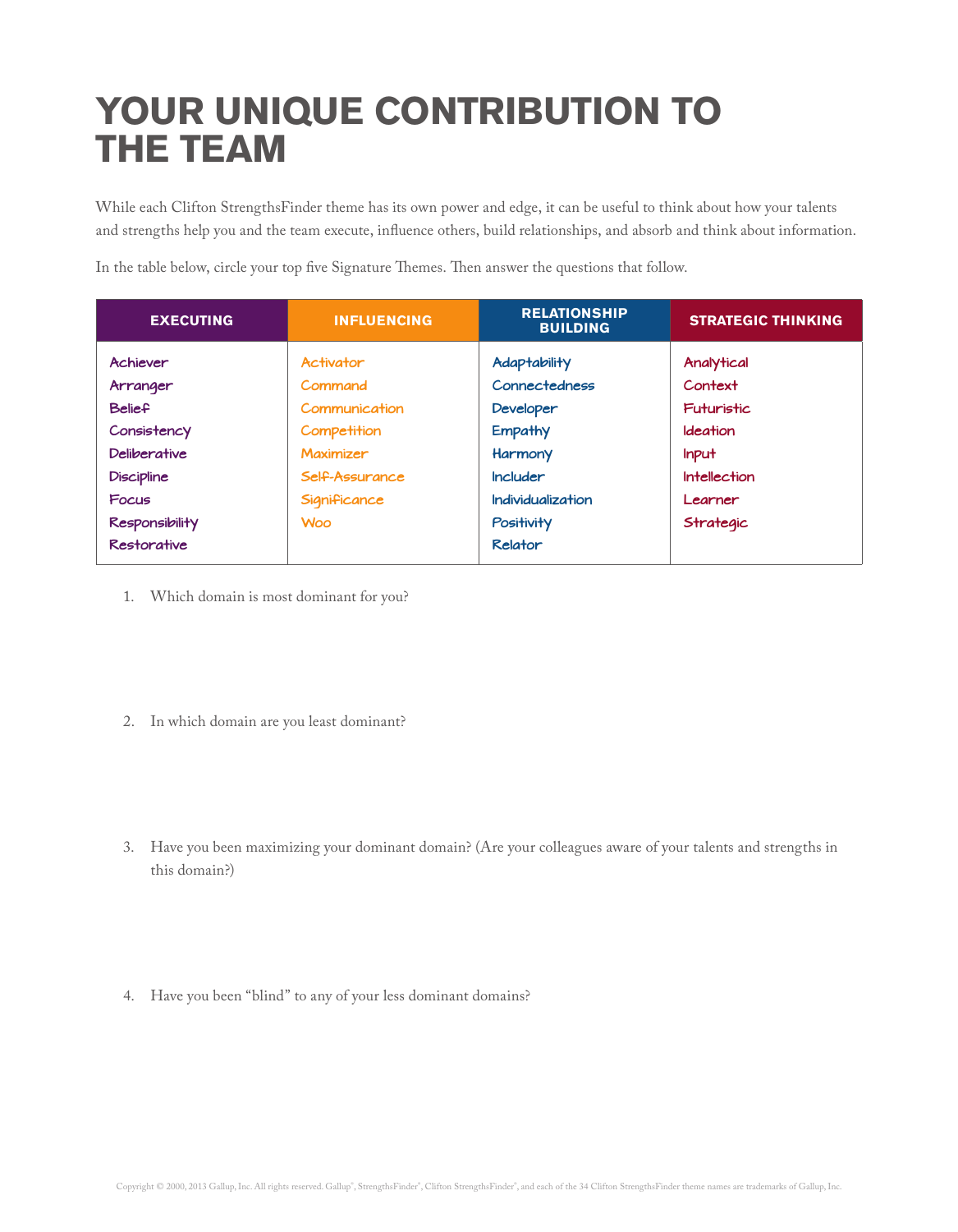# YOUR UNIQUE CONTRIBUTION TO THE TEAM

While each Clifton StrengthsFinder theme has its own power and edge, it can be useful to think about how your talents and strengths help you and the team execute, influence others, build relationships, and absorb and think about information.

In the table below, circle your top five Signature Themes. Then answer the questions that follow.

| EXECUTING | INFLUENCING | RELATIONSHIP BUILDING | STRATEGIC THINKING |
|---|---|---|---|
| Achiever | Activator | Adaptability | Analytical |
| Arranger | Command | Connectedness | Context |
| Belief | Communication | Developer | Futuristic |
| Consistency | Competition | Empathy | Ideation |
| Deliberative | Maximizer | Harmony | Input |
| Discipline | Self-Assurance | Includer | Intellection |
| Focus | Significance | Individualization | Learner |
| Responsibility | Woo | Positivity | Strategic |
| Restorative | | Relator | |

1. Which domain is most dominant for you?

2. In which domain are you least dominant?

3. Have you been maximizing your dominant domain? (Are your colleagues aware of your talents and strengths in this domain?)

4. Have you been "blind" to any of your less dominant domains?

Copyright © 2000, 2013 Gallup, Inc. All rights reserved. Gallup®, StrengthsFinder®, Clifton StrengthsFinder®, and each of the 34 Clifton StrengthsFinder theme names are trademarks of Gallup, Inc.